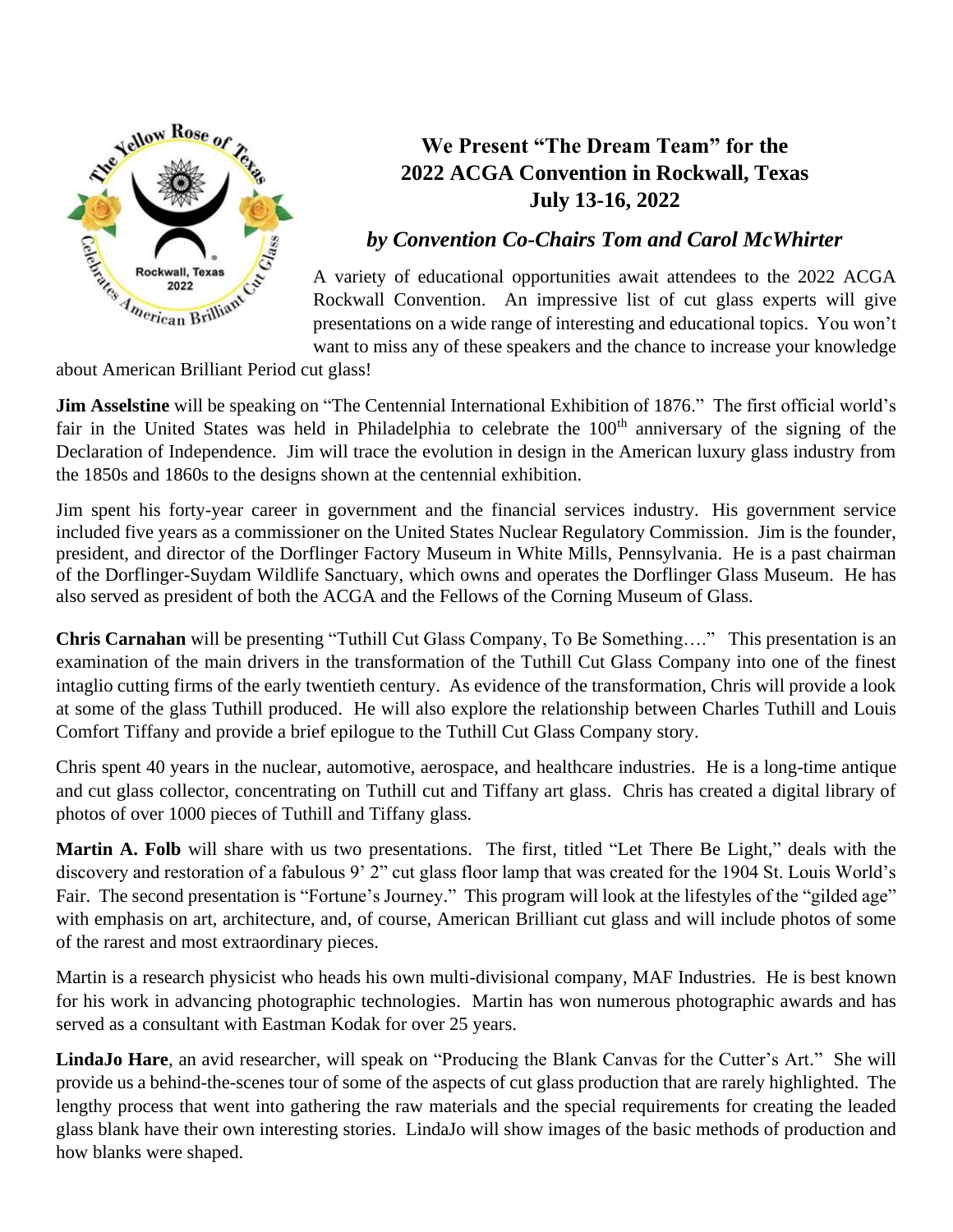# We Present "The Dream Team" for the 2022 ACGA Convention in Rockwall, Texas July 13-16, 2022

### *by Convention Co-Chairs Tom and Carol McWhirter*

A variety of educational opportunities await attendees to the 2022 ACGA Rockwall Convention. An impressive list of cut glass experts will give presentations on a wide range of interesting and educational topics. You won't want to miss any of these speakers and the chance to increase your knowledge about American Brilliant Period cut glass!

**Jim Asselstine** will be speaking on "The Centennial International Exhibition of 1876." The first official world's fair in the United States was held in Philadelphia to celebrate the 100th anniversary of the signing of the Declaration of Independence. Jim will trace the evolution in design in the American luxury glass industry from the 1850s and 1860s to the designs shown at the centennial exhibition.

Jim spent his forty-year career in government and the financial services industry. His government service included five years as a commissioner on the United States Nuclear Regulatory Commission. Jim is the founder, president, and director of the Dorflinger Factory Museum in White Mills, Pennsylvania. He is a past chairman of the Dorflinger-Suydam Wildlife Sanctuary, which owns and operates the Dorflinger Glass Museum. He has also served as president of both the ACGA and the Fellows of the Corning Museum of Glass.

**Chris Carnahan** will be presenting "Tuthill Cut Glass Company, To Be Something…." This presentation is an examination of the main drivers in the transformation of the Tuthill Cut Glass Company into one of the finest intaglio cutting firms of the early twentieth century. As evidence of the transformation, Chris will provide a look at some of the glass Tuthill produced. He will also explore the relationship between Charles Tuthill and Louis Comfort Tiffany and provide a brief epilogue to the Tuthill Cut Glass Company story.

Chris spent 40 years in the nuclear, automotive, aerospace, and healthcare industries. He is a long-time antique and cut glass collector, concentrating on Tuthill cut and Tiffany art glass. Chris has created a digital library of photos of over 1000 pieces of Tuthill and Tiffany glass.

**Martin A. Folb** will share with us two presentations. The first, titled "Let There Be Light," deals with the discovery and restoration of a fabulous 9' 2" cut glass floor lamp that was created for the 1904 St. Louis World's Fair. The second presentation is "Fortune's Journey." This program will look at the lifestyles of the "gilded age" with emphasis on art, architecture, and, of course, American Brilliant cut glass and will include photos of some of the rarest and most extraordinary pieces.

Martin is a research physicist who heads his own multi-divisional company, MAF Industries. He is best known for his work in advancing photographic technologies. Martin has won numerous photographic awards and has served as a consultant with Eastman Kodak for over 25 years.

**LindaJo Hare**, an avid researcher, will speak on "Producing the Blank Canvas for the Cutter's Art." She will provide us a behind-the-scenes tour of some of the aspects of cut glass production that are rarely highlighted. The lengthy process that went into gathering the raw materials and the special requirements for creating the leaded glass blank have their own interesting stories. LindaJo will show images of the basic methods of production and how blanks were shaped.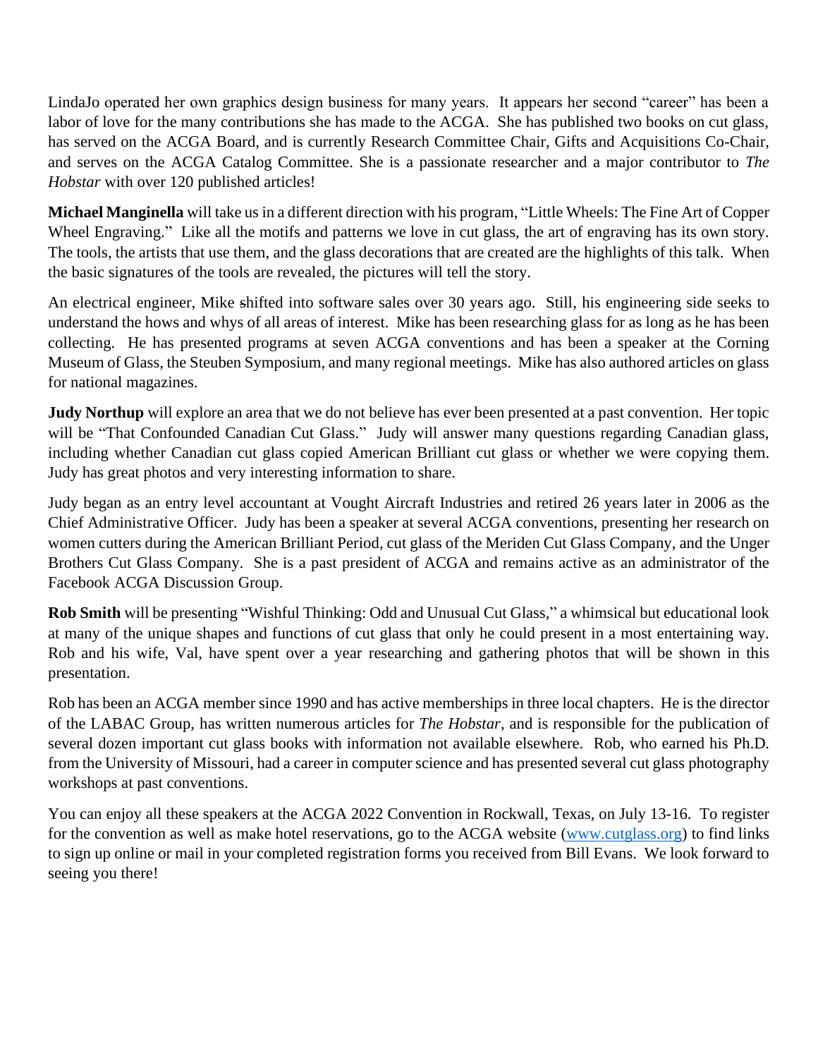LindaJo operated her own graphics design business for many years. It appears her second "career" has been a labor of love for the many contributions she has made to the ACGA. She has published two books on cut glass, has served on the ACGA Board, and is currently Research Committee Chair, Gifts and Acquisitions Co-Chair, and serves on the ACGA Catalog Committee. She is a passionate researcher and a major contributor to *The Hobstar* with over 120 published articles!

**Michael Manginella** will take us in a different direction with his program, "Little Wheels: The Fine Art of Copper Wheel Engraving." Like all the motifs and patterns we love in cut glass, the art of engraving has its own story. The tools, the artists that use them, and the glass decorations that are created are the highlights of this talk. When the basic signatures of the tools are revealed, the pictures will tell the story.

An electrical engineer, Mike shifted into software sales over 30 years ago. Still, his engineering side seeks to understand the hows and whys of all areas of interest. Mike has been researching glass for as long as he has been collecting. He has presented programs at seven ACGA conventions and has been a speaker at the Corning Museum of Glass, the Steuben Symposium, and many regional meetings. Mike has also authored articles on glass for national magazines.

**Judy Northup** will explore an area that we do not believe has ever been presented at a past convention. Her topic will be "That Confounded Canadian Cut Glass." Judy will answer many questions regarding Canadian glass, including whether Canadian cut glass copied American Brilliant cut glass or whether we were copying them. Judy has great photos and very interesting information to share.

Judy began as an entry level accountant at Vought Aircraft Industries and retired 26 years later in 2006 as the Chief Administrative Officer. Judy has been a speaker at several ACGA conventions, presenting her research on women cutters during the American Brilliant Period, cut glass of the Meriden Cut Glass Company, and the Unger Brothers Cut Glass Company. She is a past president of ACGA and remains active as an administrator of the Facebook ACGA Discussion Group.

**Rob Smith** will be presenting "Wishful Thinking: Odd and Unusual Cut Glass," a whimsical but educational look at many of the unique shapes and functions of cut glass that only he could present in a most entertaining way. Rob and his wife, Val, have spent over a year researching and gathering photos that will be shown in this presentation.

Rob has been an ACGA member since 1990 and has active memberships in three local chapters. He is the director of the LABAC Group, has written numerous articles for *The Hobstar*, and is responsible for the publication of several dozen important cut glass books with information not available elsewhere. Rob, who earned his Ph.D. from the University of Missouri, had a career in computer science and has presented several cut glass photography workshops at past conventions.

You can enjoy all these speakers at the ACGA 2022 Convention in Rockwall, Texas, on July 13-16. To register for the convention as well as make hotel reservations, go to the ACGA website (www.cutglass.org) to find links to sign up online or mail in your completed registration forms you received from Bill Evans. We look forward to seeing you there!